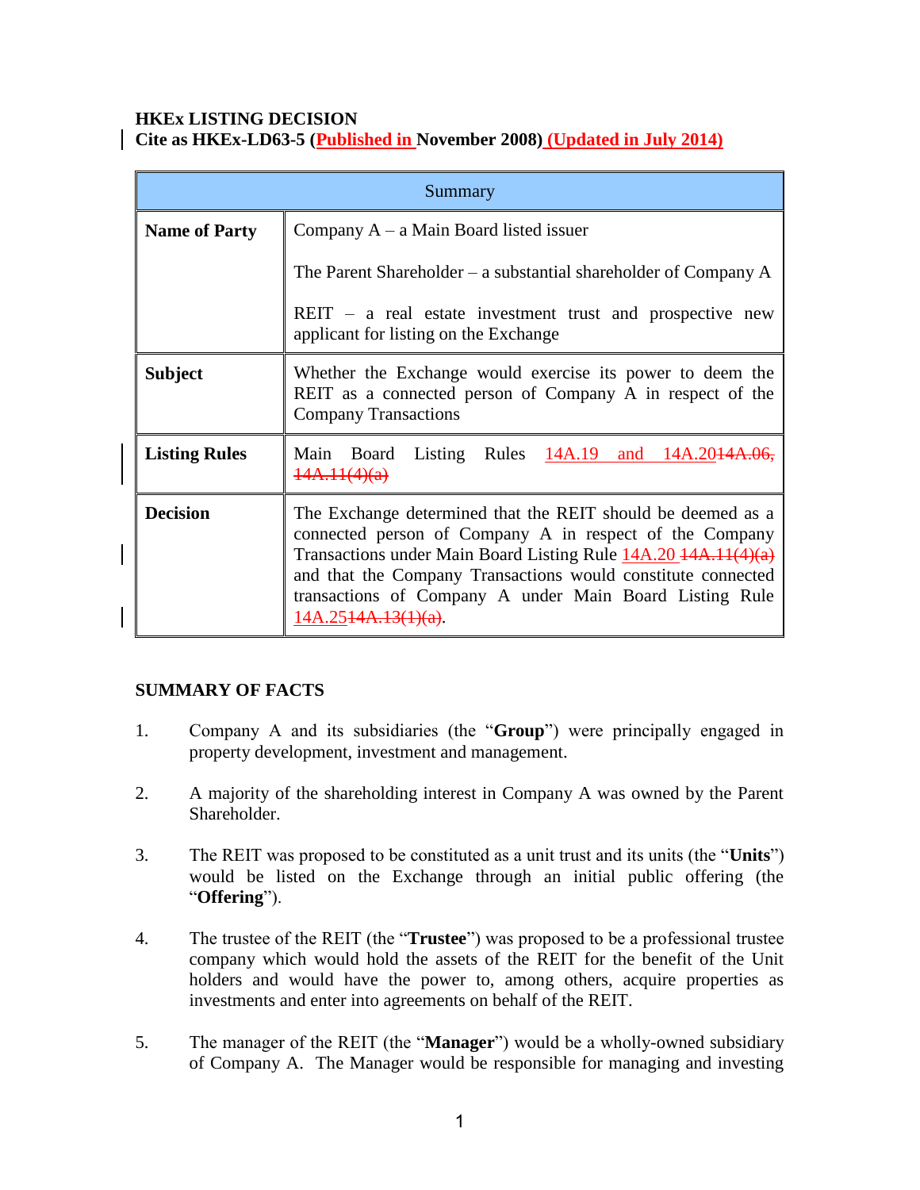**HKEx LISTING DECISION**
**Cite as HKEx-LD63-5 (Published in November 2008) (Updated in July 2014)**

| Summary | |
|---|---|
| **Name of Party** | Company A – a Main Board listed issuer<br><br>The Parent Shareholder – a substantial shareholder of Company A<br><br>REIT – a real estate investment trust and prospective new applicant for listing on the Exchange |
| **Subject** | Whether the Exchange would exercise its power to deem the REIT as a connected person of Company A in respect of the Company Transactions |
| **Listing Rules** | Main Board Listing Rules 14A.19 and 14A.20~~14A.06, 14A.11(4)(a)~~ |
| **Decision** | The Exchange determined that the REIT should be deemed as a connected person of Company A in respect of the Company Transactions under Main Board Listing Rule 14A.20 ~~14A.11(4)(a)~~ and that the Company Transactions would constitute connected transactions of Company A under Main Board Listing Rule 14A.25~~14A.13(1)(a)~~. |

## SUMMARY OF FACTS

1. Company A and its subsidiaries (the "**Group**") were principally engaged in property development, investment and management.

2. A majority of the shareholding interest in Company A was owned by the Parent Shareholder.

3. The REIT was proposed to be constituted as a unit trust and its units (the "**Units**") would be listed on the Exchange through an initial public offering (the "**Offering**").

4. The trustee of the REIT (the "**Trustee**") was proposed to be a professional trustee company which would hold the assets of the REIT for the benefit of the Unit holders and would have the power to, among others, acquire properties as investments and enter into agreements on behalf of the REIT.

5. The manager of the REIT (the "**Manager**") would be a wholly-owned subsidiary of Company A. The Manager would be responsible for managing and investing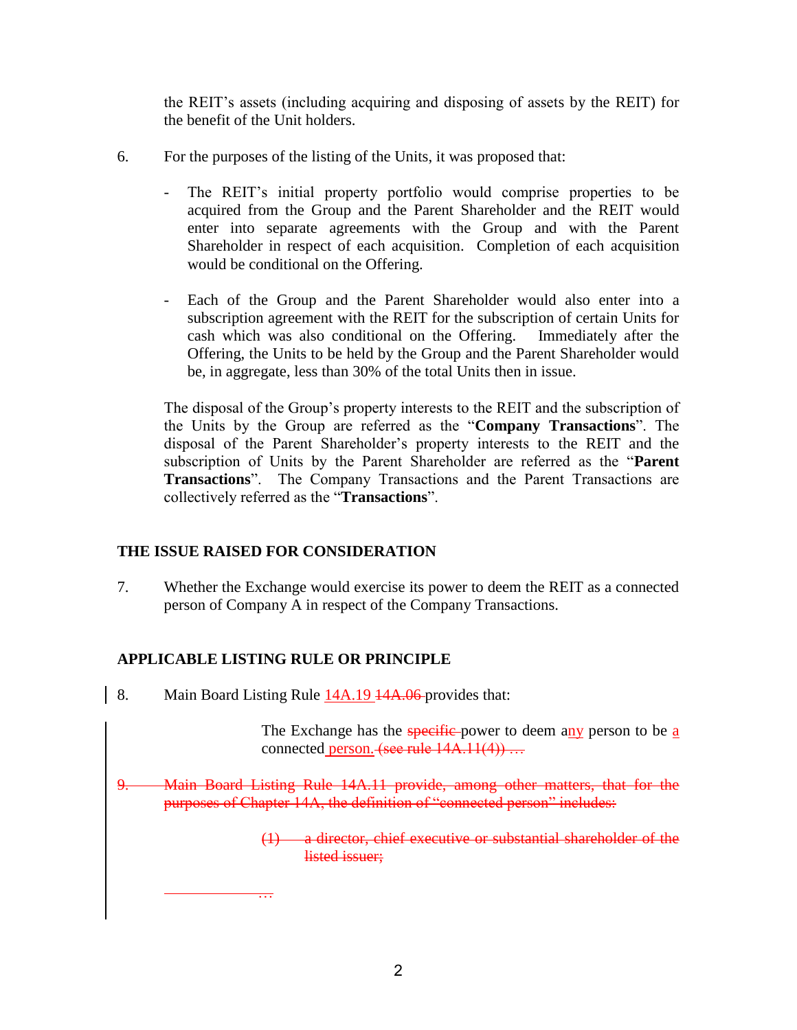the REIT's assets (including acquiring and disposing of assets by the REIT) for the benefit of the Unit holders.

6. For the purposes of the listing of the Units, it was proposed that:

   - The REIT's initial property portfolio would comprise properties to be acquired from the Group and the Parent Shareholder and the REIT would enter into separate agreements with the Group and with the Parent Shareholder in respect of each acquisition. Completion of each acquisition would be conditional on the Offering.

   - Each of the Group and the Parent Shareholder would also enter into a subscription agreement with the REIT for the subscription of certain Units for cash which was also conditional on the Offering. Immediately after the Offering, the Units to be held by the Group and the Parent Shareholder would be, in aggregate, less than 30% of the total Units then in issue.

   The disposal of the Group's property interests to the REIT and the subscription of the Units by the Group are referred as the "**Company Transactions**". The disposal of the Parent Shareholder's property interests to the REIT and the subscription of Units by the Parent Shareholder are referred as the "**Parent Transactions**". The Company Transactions and the Parent Transactions are collectively referred as the "**Transactions**".

## THE ISSUE RAISED FOR CONSIDERATION

7. Whether the Exchange would exercise its power to deem the REIT as a connected person of Company A in respect of the Company Transactions.

## APPLICABLE LISTING RULE OR PRINCIPLE

8. Main Board Listing Rule 14A.19 ~~14A.06~~ provides that:

   > The Exchange has the ~~specific~~ power to deem any person to be a connected person. ~~(see rule 14A.11(4)) …~~

~~9. Main Board Listing Rule 14A.11 provide, among other matters, that for the purposes of Chapter 14A, the definition of "connected person" includes:~~

> ~~(1) a director, chief executive or substantial shareholder of the listed issuer;~~

…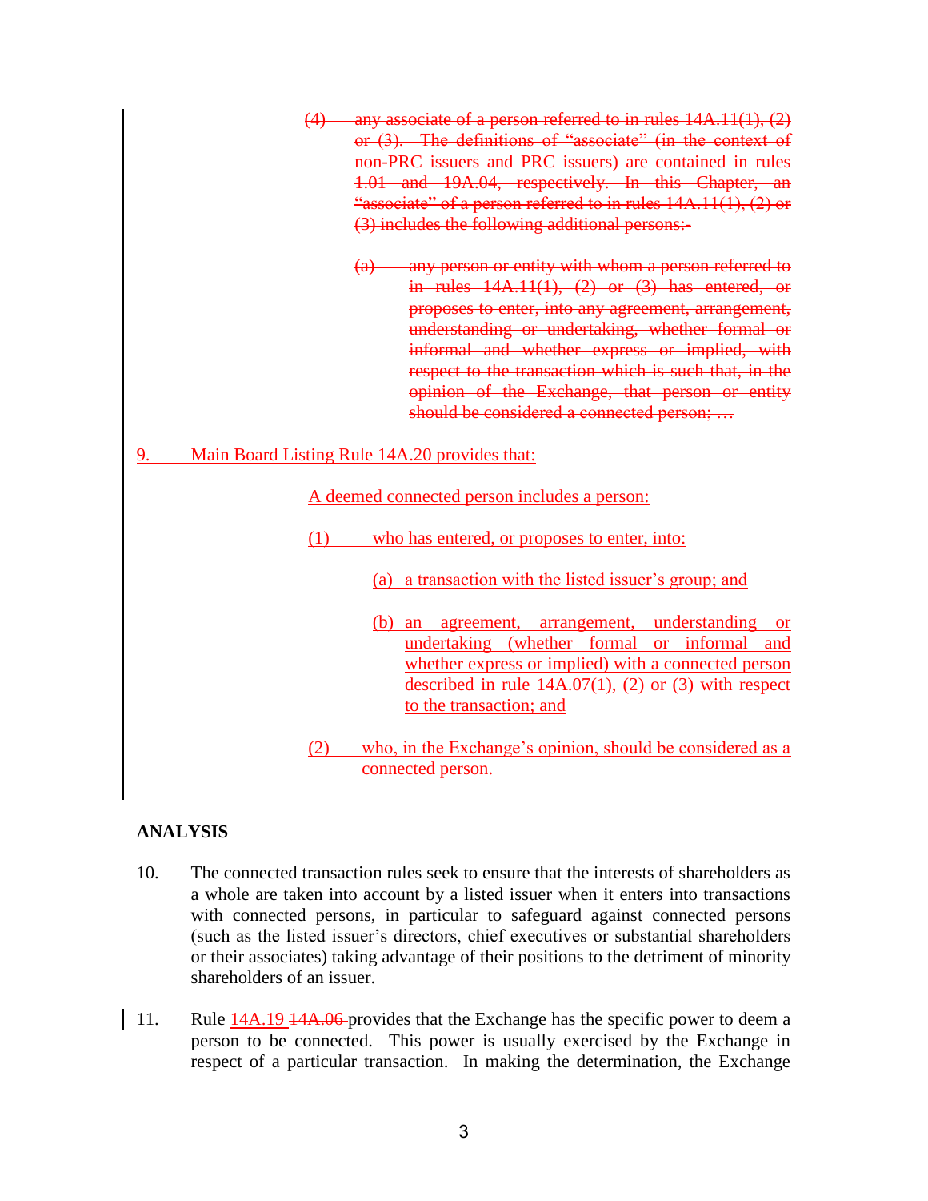~~(4) any associate of a person referred to in rules 14A.11(1), (2) or (3). The definitions of "associate" (in the context of non-PRC issuers and PRC issuers) are contained in rules 1.01 and 19A.04, respectively. In this Chapter, an "associate" of a person referred to in rules 14A.11(1), (2) or (3) includes the following additional persons:-~~

~~(a) any person or entity with whom a person referred to in rules 14A.11(1), (2) or (3) has entered, or proposes to enter, into any agreement, arrangement, understanding or undertaking, whether formal or informal and whether express or implied, with respect to the transaction which is such that, in the opinion of the Exchange, that person or entity should be considered a connected person; …~~

<u>9. Main Board Listing Rule 14A.20 provides that:</u>

<u>A deemed connected person includes a person:</u>

<u>(1) who has entered, or proposes to enter, into:</u>

<u>(a) a transaction with the listed issuer's group; and</u>

<u>(b) an agreement, arrangement, understanding or undertaking (whether formal or informal and whether express or implied) with a connected person described in rule 14A.07(1), (2) or (3) with respect to the transaction; and</u>

<u>(2) who, in the Exchange's opinion, should be considered as a connected person.</u>

## ANALYSIS

10. The connected transaction rules seek to ensure that the interests of shareholders as a whole are taken into account by a listed issuer when it enters into transactions with connected persons, in particular to safeguard against connected persons (such as the listed issuer's directors, chief executives or substantial shareholders or their associates) taking advantage of their positions to the detriment of minority shareholders of an issuer.

11. Rule <u>14A.19</u> ~~14A.06~~ provides that the Exchange has the specific power to deem a person to be connected. This power is usually exercised by the Exchange in respect of a particular transaction. In making the determination, the Exchange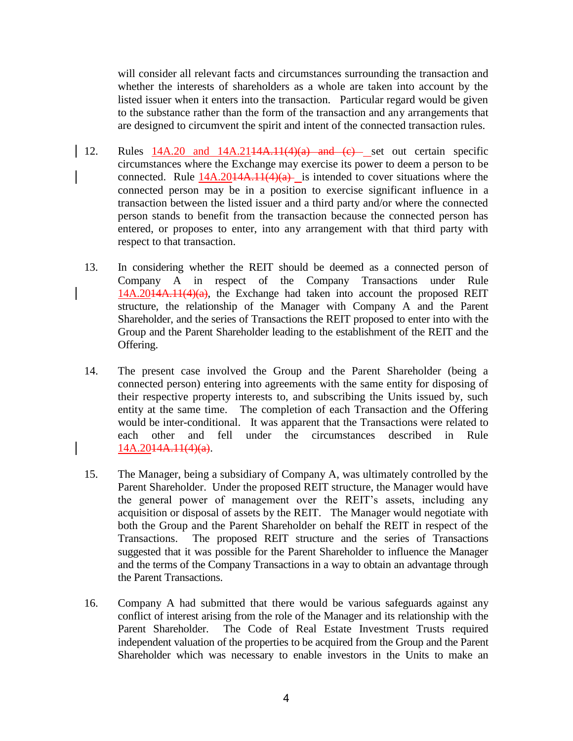will consider all relevant facts and circumstances surrounding the transaction and whether the interests of shareholders as a whole are taken into account by the listed issuer when it enters into the transaction. Particular regard would be given to the substance rather than the form of the transaction and any arrangements that are designed to circumvent the spirit and intent of the connected transaction rules.

12. Rules 14A.20 and 14A.21~~14A.11(4)(a) and (c)~~ set out certain specific circumstances where the Exchange may exercise its power to deem a person to be connected. Rule 14A.20~~14A.11(4)(a)~~ is intended to cover situations where the connected person may be in a position to exercise significant influence in a transaction between the listed issuer and a third party and/or where the connected person stands to benefit from the transaction because the connected person has entered, or proposes to enter, into any arrangement with that third party with respect to that transaction.

13. In considering whether the REIT should be deemed as a connected person of Company A in respect of the Company Transactions under Rule 14A.20~~14A.11(4)(a)~~, the Exchange had taken into account the proposed REIT structure, the relationship of the Manager with Company A and the Parent Shareholder, and the series of Transactions the REIT proposed to enter into with the Group and the Parent Shareholder leading to the establishment of the REIT and the Offering.

14. The present case involved the Group and the Parent Shareholder (being a connected person) entering into agreements with the same entity for disposing of their respective property interests to, and subscribing the Units issued by, such entity at the same time. The completion of each Transaction and the Offering would be inter-conditional. It was apparent that the Transactions were related to each other and fell under the circumstances described in Rule 14A.20~~14A.11(4)(a)~~.

15. The Manager, being a subsidiary of Company A, was ultimately controlled by the Parent Shareholder. Under the proposed REIT structure, the Manager would have the general power of management over the REIT's assets, including any acquisition or disposal of assets by the REIT. The Manager would negotiate with both the Group and the Parent Shareholder on behalf the REIT in respect of the Transactions. The proposed REIT structure and the series of Transactions suggested that it was possible for the Parent Shareholder to influence the Manager and the terms of the Company Transactions in a way to obtain an advantage through the Parent Transactions.

16. Company A had submitted that there would be various safeguards against any conflict of interest arising from the role of the Manager and its relationship with the Parent Shareholder. The Code of Real Estate Investment Trusts required independent valuation of the properties to be acquired from the Group and the Parent Shareholder which was necessary to enable investors in the Units to make an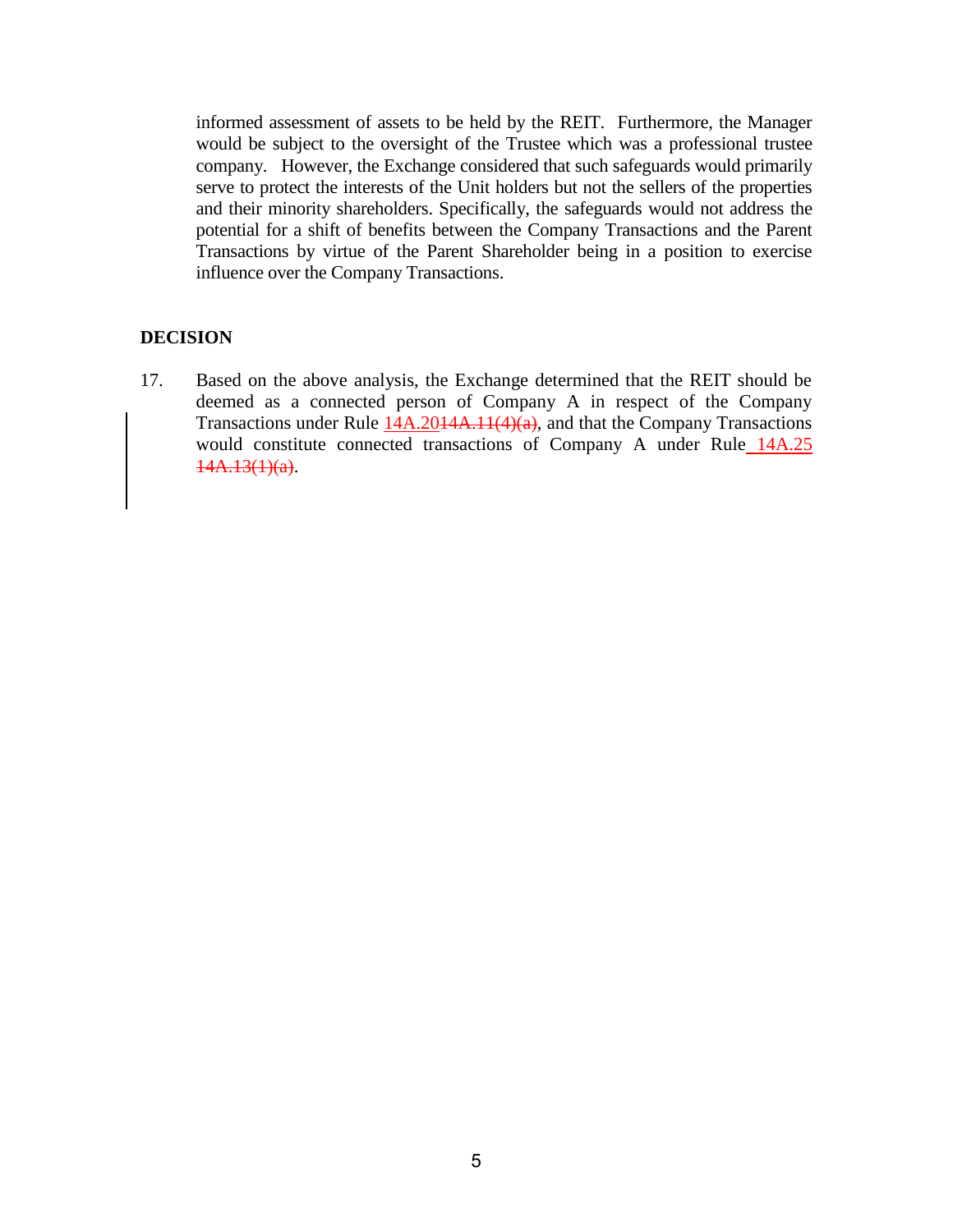informed assessment of assets to be held by the REIT. Furthermore, the Manager would be subject to the oversight of the Trustee which was a professional trustee company. However, the Exchange considered that such safeguards would primarily serve to protect the interests of the Unit holders but not the sellers of the properties and their minority shareholders. Specifically, the safeguards would not address the potential for a shift of benefits between the Company Transactions and the Parent Transactions by virtue of the Parent Shareholder being in a position to exercise influence over the Company Transactions.

## DECISION

17. Based on the above analysis, the Exchange determined that the REIT should be deemed as a connected person of Company A in respect of the Company Transactions under Rule 14A.20~~14A.11(4)(a)~~, and that the Company Transactions would constitute connected transactions of Company A under Rule 14A.25 ~~14A.13(1)(a)~~.